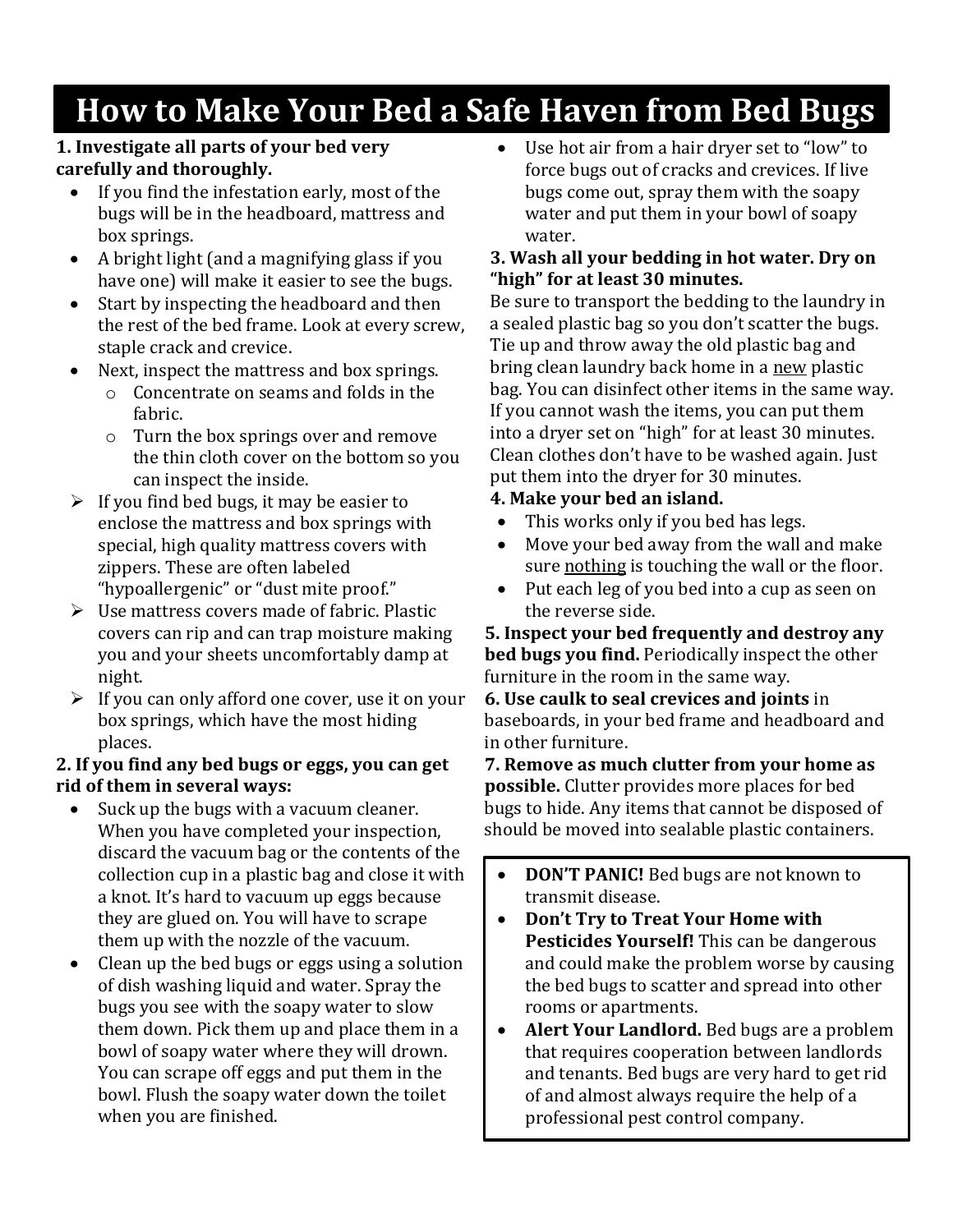# How to Make Your Bed a Safe Haven from Bed Bugs

**1. Investigate all parts of your bed very carefully and thoroughly.**

- If you find the infestation early, most of the bugs will be in the headboard, mattress and box springs.
- A bright light (and a magnifying glass if you have one) will make it easier to see the bugs.
- Start by inspecting the headboard and then the rest of the bed frame. Look at every screw, staple crack and crevice.
- Next, inspect the mattress and box springs.
  - Concentrate on seams and folds in the fabric.
  - Turn the box springs over and remove the thin cloth cover on the bottom so you can inspect the inside.
- If you find bed bugs, it may be easier to enclose the mattress and box springs with special, high quality mattress covers with zippers. These are often labeled "hypoallergenic" or "dust mite proof."
- Use mattress covers made of fabric. Plastic covers can rip and can trap moisture making you and your sheets uncomfortably damp at night.
- If you can only afford one cover, use it on your box springs, which have the most hiding places.

**2. If you find any bed bugs or eggs, you can get rid of them in several ways:**

- Suck up the bugs with a vacuum cleaner. When you have completed your inspection, discard the vacuum bag or the contents of the collection cup in a plastic bag and close it with a knot. It's hard to vacuum up eggs because they are glued on. You will have to scrape them up with the nozzle of the vacuum.
- Clean up the bed bugs or eggs using a solution of dish washing liquid and water. Spray the bugs you see with the soapy water to slow them down. Pick them up and place them in a bowl of soapy water where they will drown. You can scrape off eggs and put them in the bowl. Flush the soapy water down the toilet when you are finished.
- Use hot air from a hair dryer set to "low" to force bugs out of cracks and crevices. If live bugs come out, spray them with the soapy water and put them in your bowl of soapy water.

**3. Wash all your bedding in hot water. Dry on "high" for at least 30 minutes.**

Be sure to transport the bedding to the laundry in a sealed plastic bag so you don't scatter the bugs. Tie up and throw away the old plastic bag and bring clean laundry back home in a new plastic bag. You can disinfect other items in the same way. If you cannot wash the items, you can put them into a dryer set on "high" for at least 30 minutes. Clean clothes don't have to be washed again. Just put them into the dryer for 30 minutes.

**4. Make your bed an island.**

- This works only if you bed has legs.
- Move your bed away from the wall and make sure nothing is touching the wall or the floor.
- Put each leg of you bed into a cup as seen on the reverse side.

**5. Inspect your bed frequently and destroy any bed bugs you find.** Periodically inspect the other furniture in the room in the same way.

**6. Use caulk to seal crevices and joints** in baseboards, in your bed frame and headboard and in other furniture.

**7. Remove as much clutter from your home as possible.** Clutter provides more places for bed bugs to hide. Any items that cannot be disposed of should be moved into sealable plastic containers.

- **DON'T PANIC!** Bed bugs are not known to transmit disease.
- **Don't Try to Treat Your Home with Pesticides Yourself!** This can be dangerous and could make the problem worse by causing the bed bugs to scatter and spread into other rooms or apartments.
- **Alert Your Landlord.** Bed bugs are a problem that requires cooperation between landlords and tenants. Bed bugs are very hard to get rid of and almost always require the help of a professional pest control company.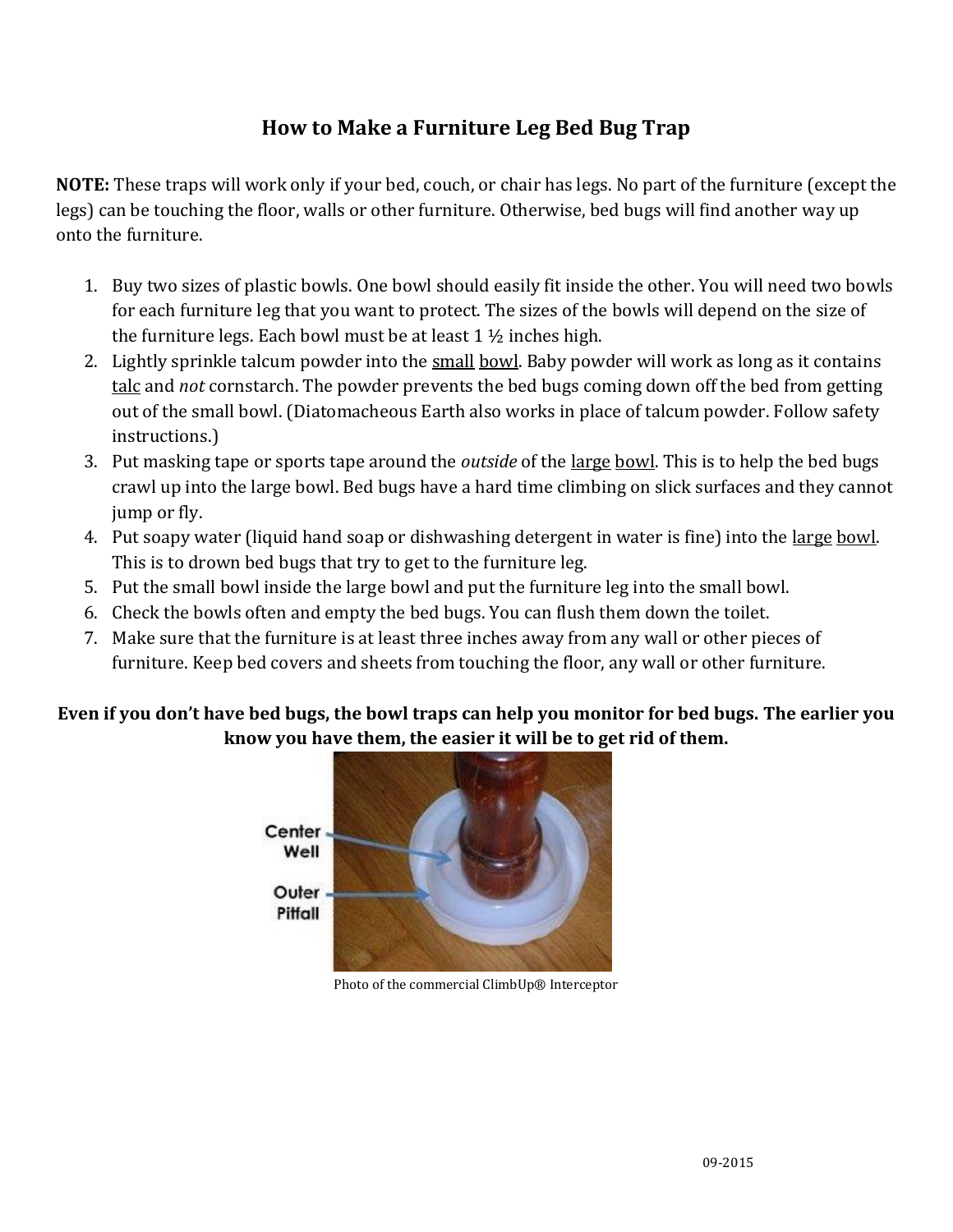# How to Make a Furniture Leg Bed Bug Trap

**NOTE:** These traps will work only if your bed, couch, or chair has legs. No part of the furniture (except the legs) can be touching the floor, walls or other furniture. Otherwise, bed bugs will find another way up onto the furniture.

1. Buy two sizes of plastic bowls. One bowl should easily fit inside the other. You will need two bowls for each furniture leg that you want to protect. The sizes of the bowls will depend on the size of the furniture legs. Each bowl must be at least 1 ½ inches high.
2. Lightly sprinkle talcum powder into the small bowl. Baby powder will work as long as it contains talc and *not* cornstarch. The powder prevents the bed bugs coming down off the bed from getting out of the small bowl. (Diatomacheous Earth also works in place of talcum powder. Follow safety instructions.)
3. Put masking tape or sports tape around the *outside* of the large bowl. This is to help the bed bugs crawl up into the large bowl. Bed bugs have a hard time climbing on slick surfaces and they cannot jump or fly.
4. Put soapy water (liquid hand soap or dishwashing detergent in water is fine) into the large bowl. This is to drown bed bugs that try to get to the furniture leg.
5. Put the small bowl inside the large bowl and put the furniture leg into the small bowl.
6. Check the bowls often and empty the bed bugs. You can flush them down the toilet.
7. Make sure that the furniture is at least three inches away from any wall or other pieces of furniture. Keep bed covers and sheets from touching the floor, any wall or other furniture.

**Even if you don't have bed bugs, the bowl traps can help you monitor for bed bugs. The earlier you know you have them, the easier it will be to get rid of them.**

Center Well

Outer Pitfall

Photo of the commercial ClimbUp® Interceptor

09-2015